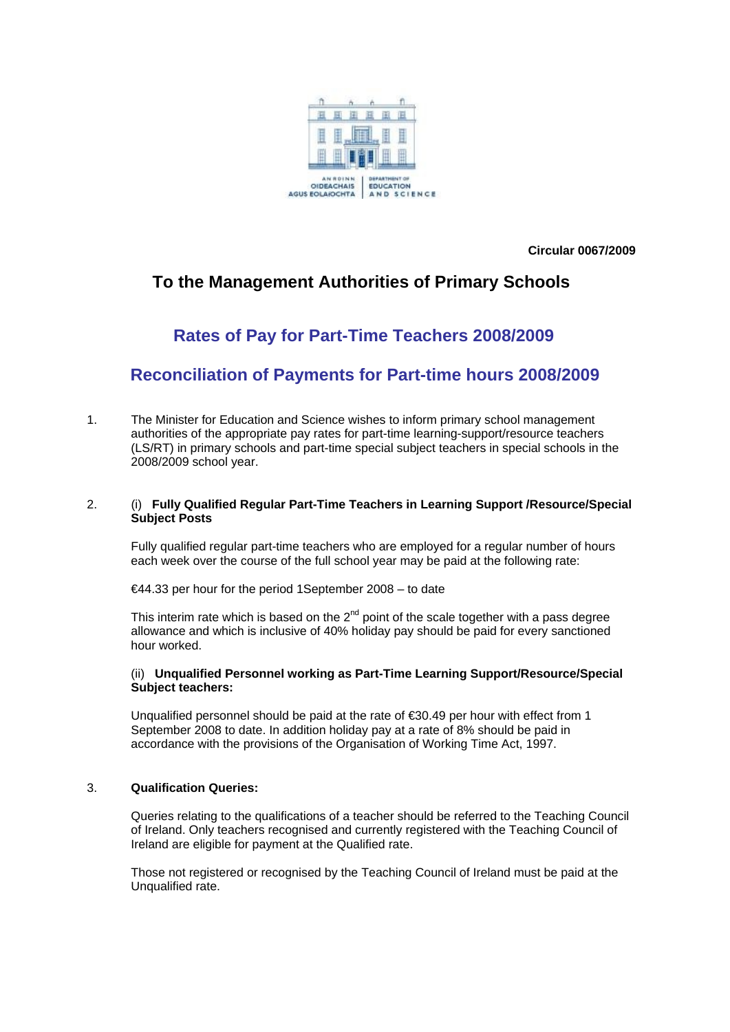AN ROINN OIDEACHAIS AGUS EOLAÍOCHTA | DEPARTMENT OF EDUCATION AND SCIENCE

**Circular 0067/2009**

## To the Management Authorities of Primary Schools

# Rates of Pay for Part-Time Teachers 2008/2009

# Reconciliation of Payments for Part-time hours 2008/2009

1. The Minister for Education and Science wishes to inform primary school management authorities of the appropriate pay rates for part-time learning-support/resource teachers (LS/RT) in primary schools and part-time special subject teachers in special schools in the 2008/2009 school year.

2. (i) **Fully Qualified Regular Part-Time Teachers in Learning Support /Resource/Special Subject Posts**

   Fully qualified regular part-time teachers who are employed for a regular number of hours each week over the course of the full school year may be paid at the following rate:

   €44.33 per hour for the period 1September 2008 – to date

   This interim rate which is based on the 2nd point of the scale together with a pass degree allowance and which is inclusive of 40% holiday pay should be paid for every sanctioned hour worked.

   (ii) **Unqualified Personnel working as Part-Time Learning Support/Resource/Special Subject teachers:**

   Unqualified personnel should be paid at the rate of €30.49 per hour with effect from 1 September 2008 to date. In addition holiday pay at a rate of 8% should be paid in accordance with the provisions of the Organisation of Working Time Act, 1997.

3. **Qualification Queries:**

   Queries relating to the qualifications of a teacher should be referred to the Teaching Council of Ireland. Only teachers recognised and currently registered with the Teaching Council of Ireland are eligible for payment at the Qualified rate.

   Those not registered or recognised by the Teaching Council of Ireland must be paid at the Unqualified rate.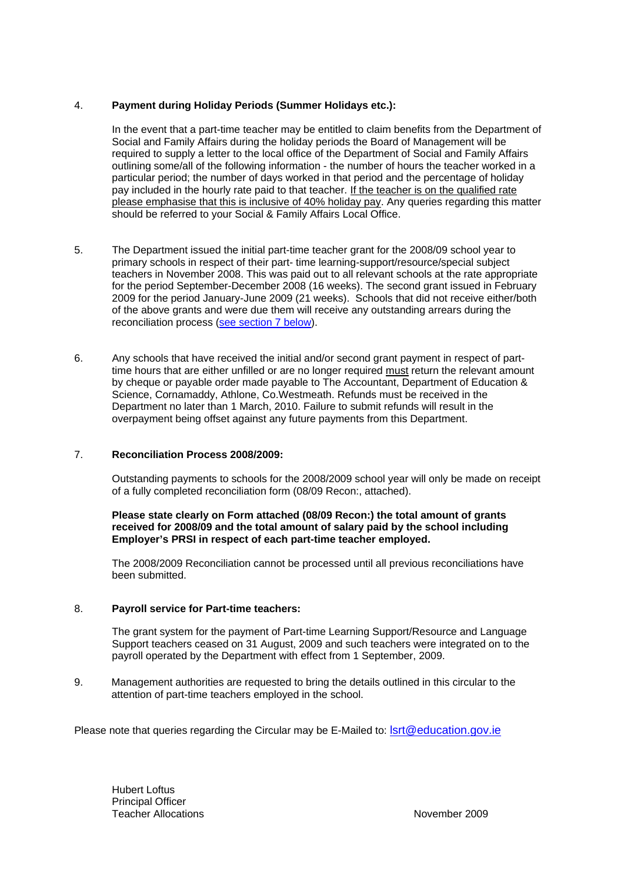4. **Payment during Holiday Periods (Summer Holidays etc.):**

   In the event that a part-time teacher may be entitled to claim benefits from the Department of Social and Family Affairs during the holiday periods the Board of Management will be required to supply a letter to the local office of the Department of Social and Family Affairs outlining some/all of the following information - the number of hours the teacher worked in a particular period; the number of days worked in that period and the percentage of holiday pay included in the hourly rate paid to that teacher. If the teacher is on the qualified rate please emphasise that this is inclusive of 40% holiday pay. Any queries regarding this matter should be referred to your Social & Family Affairs Local Office.

5. The Department issued the initial part-time teacher grant for the 2008/09 school year to primary schools in respect of their part- time learning-support/resource/special subject teachers in November 2008. This was paid out to all relevant schools at the rate appropriate for the period September-December 2008 (16 weeks). The second grant issued in February 2009 for the period January-June 2009 (21 weeks). Schools that did not receive either/both of the above grants and were due them will receive any outstanding arrears during the reconciliation process (see section 7 below).

6. Any schools that have received the initial and/or second grant payment in respect of part-time hours that are either unfilled or are no longer required must return the relevant amount by cheque or payable order made payable to The Accountant, Department of Education & Science, Cornamaddy, Athlone, Co.Westmeath. Refunds must be received in the Department no later than 1 March, 2010. Failure to submit refunds will result in the overpayment being offset against any future payments from this Department.

7. **Reconciliation Process 2008/2009:**

   Outstanding payments to schools for the 2008/2009 school year will only be made on receipt of a fully completed reconciliation form (08/09 Recon:, attached).

   **Please state clearly on Form attached (08/09 Recon:) the total amount of grants received for 2008/09 and the total amount of salary paid by the school including Employer's PRSI in respect of each part-time teacher employed.**

   The 2008/2009 Reconciliation cannot be processed until all previous reconciliations have been submitted.

8. **Payroll service for Part-time teachers:**

   The grant system for the payment of Part-time Learning Support/Resource and Language Support teachers ceased on 31 August, 2009 and such teachers were integrated on to the payroll operated by the Department with effect from 1 September, 2009.

9. Management authorities are requested to bring the details outlined in this circular to the attention of part-time teachers employed in the school.

Please note that queries regarding the Circular may be E-Mailed to: lsrt@education.gov.ie

Hubert Loftus
Principal Officer
Teacher Allocations

November 2009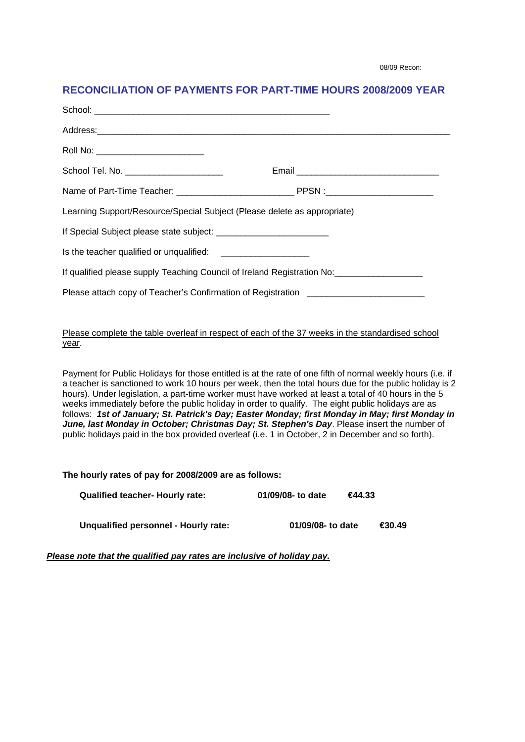08/09 Recon:

## RECONCILIATION OF PAYMENTS FOR PART-TIME HOURS 2008/2009 YEAR

School: _______________________________________________

Address: _______________________________________________________________________

Roll No: ______________________

School Tel. No. ____________________ Email ______________________________

Name of Part-Time Teacher: ________________________ PPSN : ______________________

Learning Support/Resource/Special Subject (Please delete as appropriate)

If Special Subject please state subject: _______________________

Is the teacher qualified or unqualified: __________________

If qualified please supply Teaching Council of Ireland Registration No: __________________

Please attach copy of Teacher's Confirmation of Registration ________________________

<u>Please complete the table overleaf in respect of each of the 37 weeks in the standardised school year</u>.

Payment for Public Holidays for those entitled is at the rate of one fifth of normal weekly hours (i.e. if a teacher is sanctioned to work 10 hours per week, then the total hours due for the public holiday is 2 hours). Under legislation, a part-time worker must have worked at least a total of 40 hours in the 5 weeks immediately before the public holiday in order to qualify. The eight public holidays are as follows: ***1st of January; St. Patrick's Day; Easter Monday; first Monday in May; first Monday in June, last Monday in October; Christmas Day; St. Stephen's Day***. Please insert the number of public holidays paid in the box provided overleaf (i.e. 1 in October, 2 in December and so forth).

**The hourly rates of pay for 2008/2009 are as follows:**

| | | |
|---|---|---|
| **Qualified teacher- Hourly rate:** | **01/09/08- to date** | **€44.33** |
| **Unqualified personnel - Hourly rate:** | **01/09/08- to date** | **€30.49** |

***<u>Please note that the qualified pay rates are inclusive of holiday pay.</u>***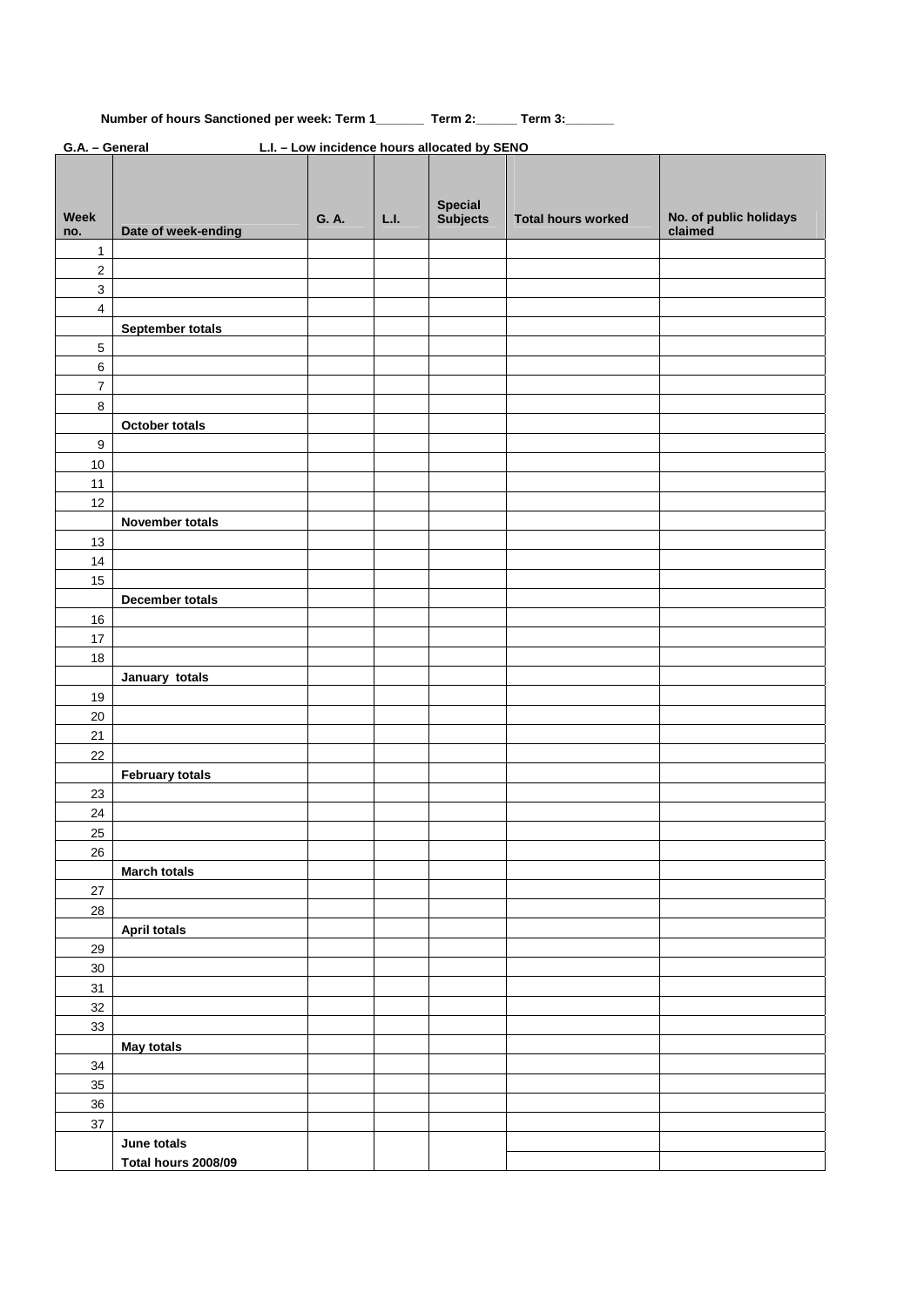**Number of hours Sanctioned per week: Term 1_______ Term 2:______ Term 3:_______**

**G.A. – General** **L.I. – Low incidence hours allocated by SENO**

| Week no. | Date of week-ending | G. A. | L.I. | Special Subjects | Total hours worked | No. of public holidays claimed |
|---|---|---|---|---|---|---|
| 1 | | | | | | |
| 2 | | | | | | |
| 3 | | | | | | |
| 4 | | | | | | |
| | **September totals** | | | | | |
| 5 | | | | | | |
| 6 | | | | | | |
| 7 | | | | | | |
| 8 | | | | | | |
| | **October totals** | | | | | |
| 9 | | | | | | |
| 10 | | | | | | |
| 11 | | | | | | |
| 12 | | | | | | |
| | **November totals** | | | | | |
| 13 | | | | | | |
| 14 | | | | | | |
| 15 | | | | | | |
| | **December totals** | | | | | |
| 16 | | | | | | |
| 17 | | | | | | |
| 18 | | | | | | |
| | **January totals** | | | | | |
| 19 | | | | | | |
| 20 | | | | | | |
| 21 | | | | | | |
| 22 | | | | | | |
| | **February totals** | | | | | |
| 23 | | | | | | |
| 24 | | | | | | |
| 25 | | | | | | |
| 26 | | | | | | |
| | **March totals** | | | | | |
| 27 | | | | | | |
| 28 | | | | | | |
| | **April totals** | | | | | |
| 29 | | | | | | |
| 30 | | | | | | |
| 31 | | | | | | |
| 32 | | | | | | |
| 33 | | | | | | |
| | **May totals** | | | | | |
| 34 | | | | | | |
| 35 | | | | | | |
| 36 | | | | | | |
| 37 | | | | | | |
| | **June totals** | | | | | |
| | **Total hours 2008/09** | | | | | |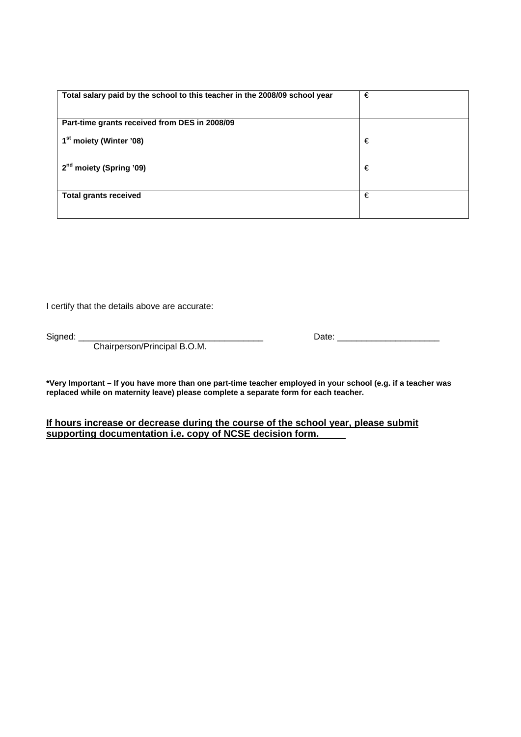| | |
|---|---|
| **Total salary paid by the school to this teacher in the 2008/09 school year** | € |
| **Part-time grants received from DES in 2008/09**<br><br>**1st moiety (Winter '08)**<br><br>**2nd moiety (Spring '09)** | <br><br>€<br><br>€ |
| **Total grants received** | € |

I certify that the details above are accurate:

Signed: ______________________________________ Date: _____________________
Chairperson/Principal B.O.M.

**\*Very Important – If you have more than one part-time teacher employed in your school (e.g. if a teacher was replaced while on maternity leave) please complete a separate form for each teacher.**

**<u>If hours increase or decrease during the course of the school year, please submit supporting documentation i.e. copy of NCSE decision form.</u>**